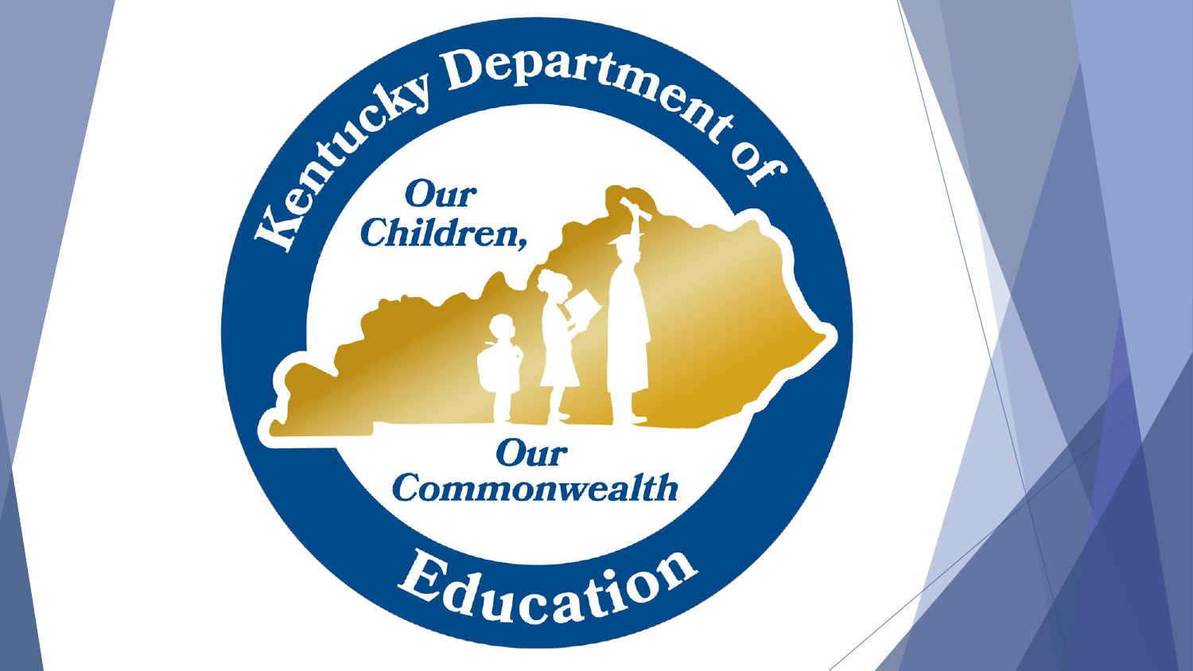Kentucky Department of Education

Our Children, Our Commonwealth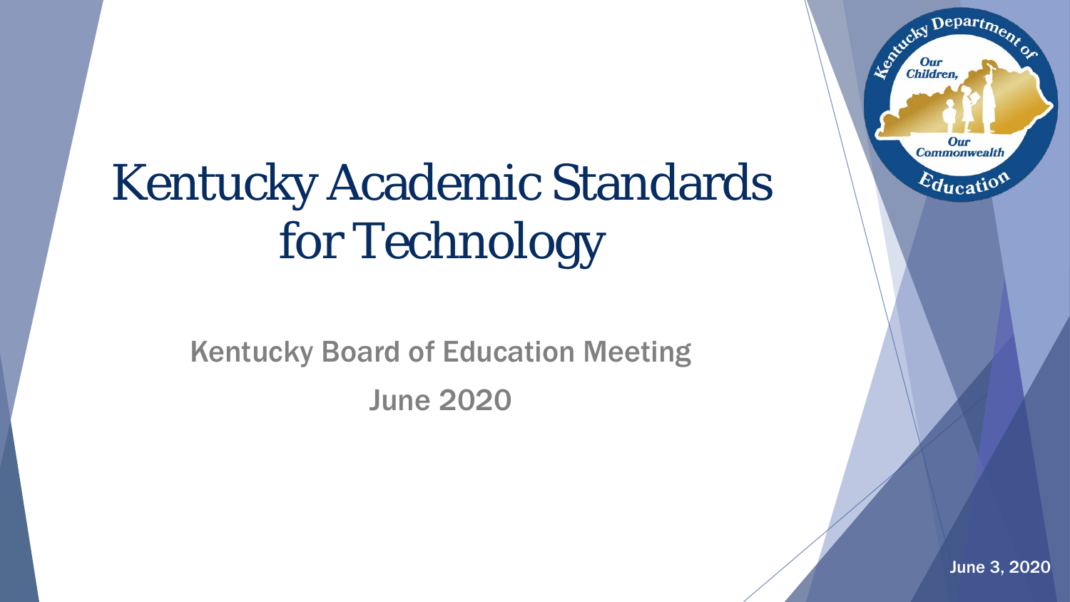# Kentucky Academic Standards for Technology

Kentucky Board of Education Meeting

June 2020

June 3, 2020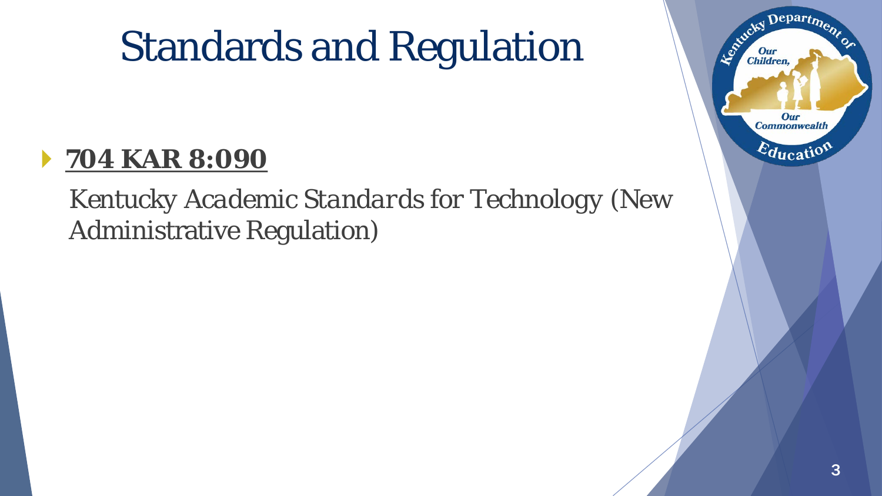# Standards and Regulation

- **704 KAR 8:090**

  *Kentucky Academic Standards for Technology (New Administrative Regulation)*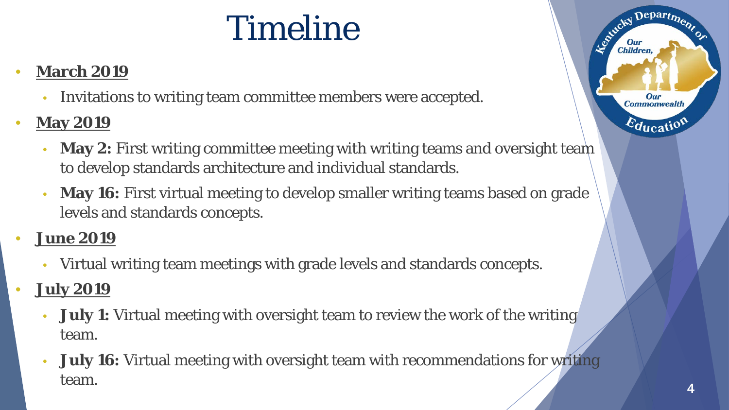# Timeline

- **March 2019**
  - Invitations to writing team committee members were accepted.
- **May 2019**
  - **May 2:** First writing committee meeting with writing teams and oversight team to develop standards architecture and individual standards.
  - **May 16:** First virtual meeting to develop smaller writing teams based on grade levels and standards concepts.
- **June 2019**
  - Virtual writing team meetings with grade levels and standards concepts.
- **July 2019**
  - **July 1:** Virtual meeting with oversight team to review the work of the writing team.
  - **July 16:** Virtual meeting with oversight team with recommendations for writing team.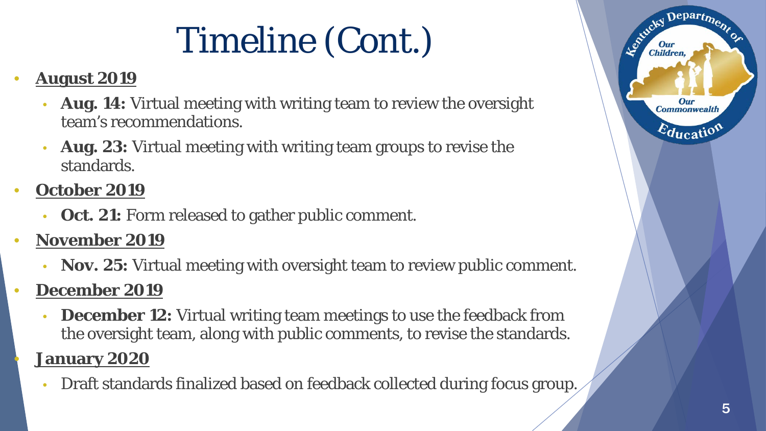# Timeline (Cont.)

- **August 2019**
  - **Aug. 14:** Virtual meeting with writing team to review the oversight team's recommendations.
  - **Aug. 23:** Virtual meeting with writing team groups to revise the standards.
- **October 2019**
  - **Oct. 21:** Form released to gather public comment.
- **November 2019**
  - **Nov. 25:** Virtual meeting with oversight team to review public comment.
- **December 2019**
  - **December 12:** Virtual writing team meetings to use the feedback from the oversight team, along with public comments, to revise the standards.
- **January 2020**
  - Draft standards finalized based on feedback collected during focus group.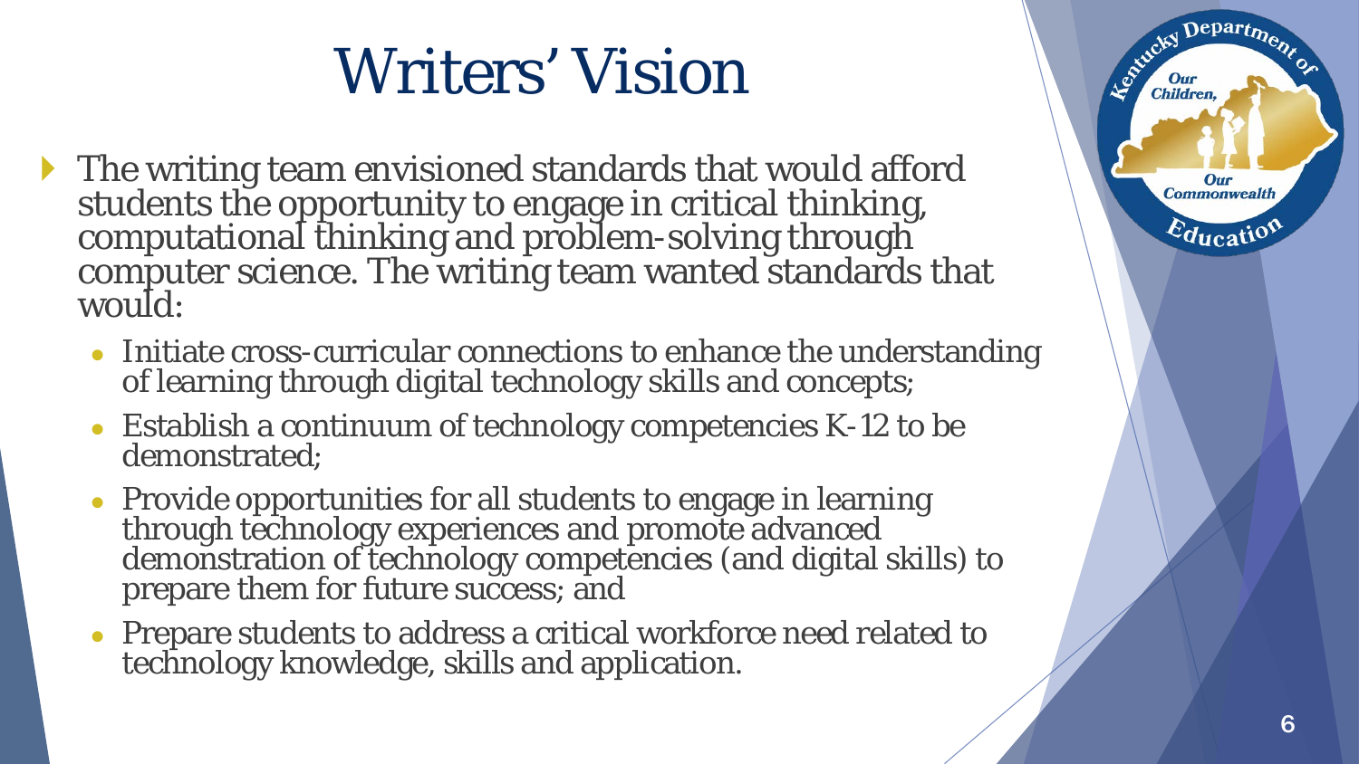# Writers' Vision

- The writing team envisioned standards that would afford students the opportunity to engage in critical thinking, computational thinking and problem-solving through computer science. The writing team wanted standards that would:
  - Initiate cross-curricular connections to enhance the understanding of learning through digital technology skills and concepts;
  - Establish a continuum of technology competencies K-12 to be demonstrated;
  - Provide opportunities for all students to engage in learning through technology experiences and promote advanced demonstration of technology competencies (and digital skills) to prepare them for future success; and
  - Prepare students to address a critical workforce need related to technology knowledge, skills and application.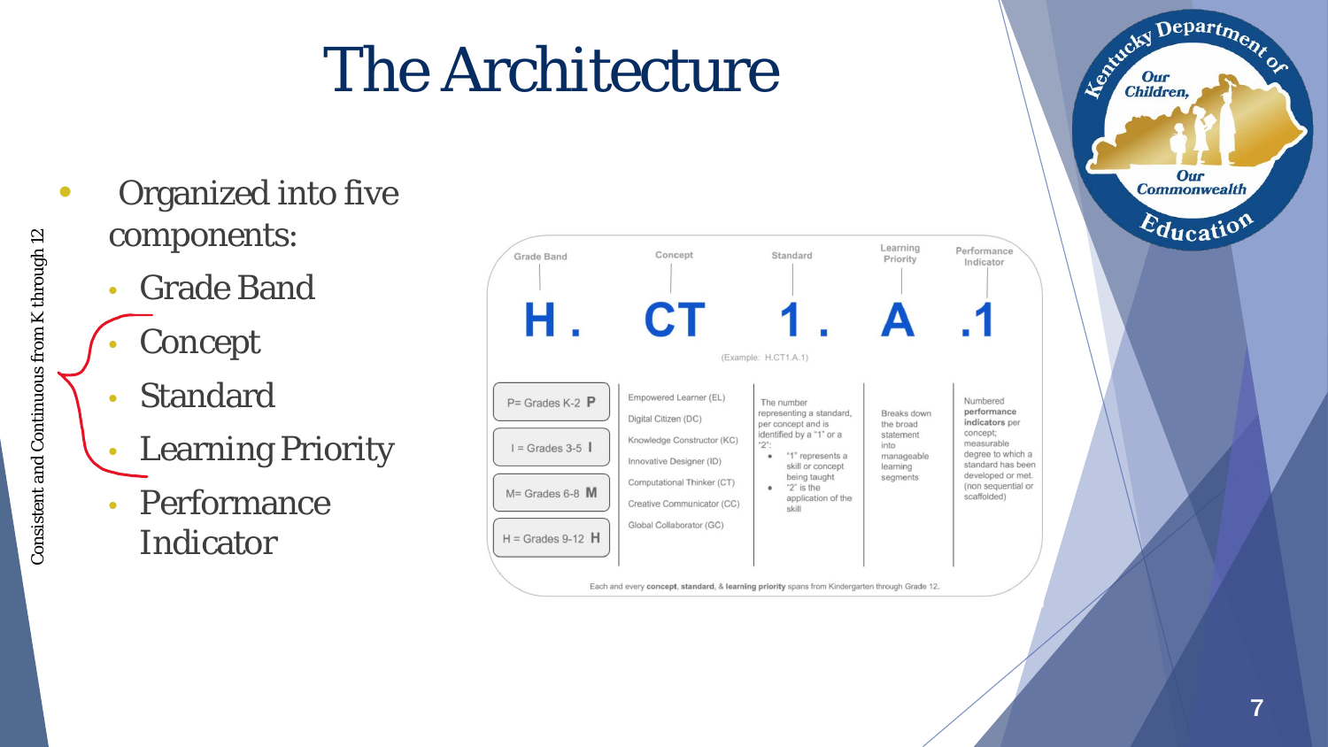# The Architecture

- Organized into five components:
  - Grade Band
  - Concept
  - Standard
  - Learning Priority
  - Performance Indicator

Consistent and Continuous from K through 12

| Grade Band | Concept | Standard | Learning Priority | Performance Indicator |
|---|---|---|---|---|
| H . | CT | 1 . | A | .1 |

(Example: H.CT1.A.1)

| Grade Band | Concept | Standard | Learning Priority | Performance Indicator |
|---|---|---|---|---|
| P= Grades K-2 **P**<br>I = Grades 3-5 **I**<br>M= Grades 6-8 **M**<br>H = Grades 9-12 **H** | Empowered Learner (EL)<br>Digital Citizen (DC)<br>Knowledge Constructor (KC)<br>Innovative Designer (ID)<br>Computational Thinker (CT)<br>Creative Communicator (CC)<br>Global Collaborator (GC) | The number representing a standard, per concept and is identified by a "1" or a "2":<br>• "1" represents a skill or concept being taught<br>• "2" is the application of the skill | Breaks down the broad statement into manageable learning segments | Numbered **performance indicators** per concept; measurable degree to which a standard has been developed or met. (non sequential or scaffolded) |

Each and every **concept**, **standard**, & **learning priority** spans from Kindergarten through Grade 12.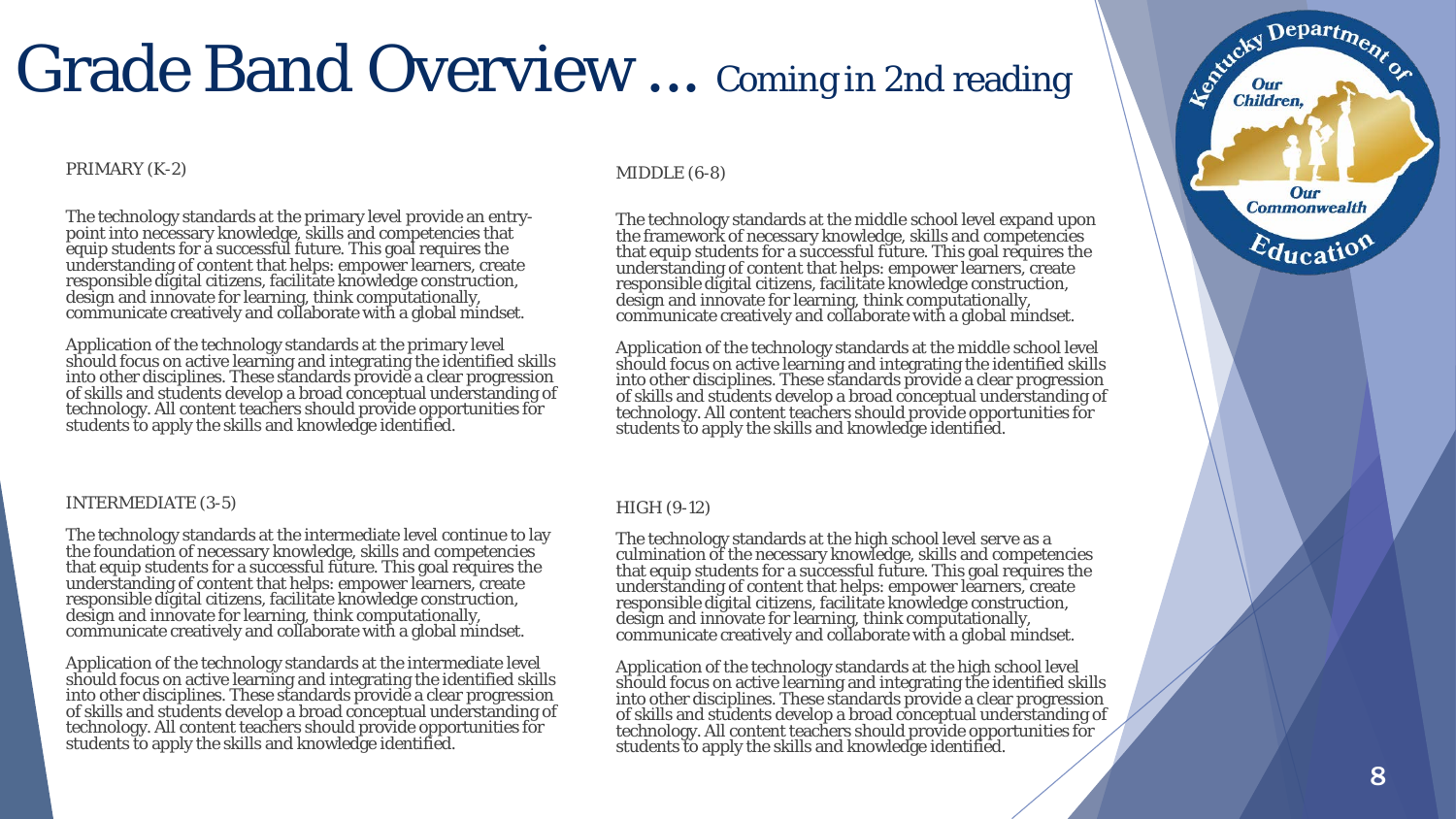# Grade Band Overview … Coming in 2nd reading

## PRIMARY (K-2)

The technology standards at the primary level provide an entry-point into necessary knowledge, skills and competencies that equip students for a successful future. This goal requires the understanding of content that helps: empower learners, create responsible digital citizens, facilitate knowledge construction, design and innovate for learning, think computationally, communicate creatively and collaborate with a global mindset.

Application of the technology standards at the primary level should focus on active learning and integrating the identified skills into other disciplines. These standards provide a clear progression of skills and students develop a broad conceptual understanding of technology. All content teachers should provide opportunities for students to apply the skills and knowledge identified.

## INTERMEDIATE (3-5)

The technology standards at the intermediate level continue to lay the foundation of necessary knowledge, skills and competencies that equip students for a successful future. This goal requires the understanding of content that helps: empower learners, create responsible digital citizens, facilitate knowledge construction, design and innovate for learning, think computationally, communicate creatively and collaborate with a global mindset.

Application of the technology standards at the intermediate level should focus on active learning and integrating the identified skills into other disciplines. These standards provide a clear progression of skills and students develop a broad conceptual understanding of technology. All content teachers should provide opportunities for students to apply the skills and knowledge identified.

## MIDDLE (6-8)

The technology standards at the middle school level expand upon the framework of necessary knowledge, skills and competencies that equip students for a successful future. This goal requires the understanding of content that helps: empower learners, create responsible digital citizens, facilitate knowledge construction, design and innovate for learning, think computationally, communicate creatively and collaborate with a global mindset.

Application of the technology standards at the middle school level should focus on active learning and integrating the identified skills into other disciplines. These standards provide a clear progression of skills and students develop a broad conceptual understanding of technology. All content teachers should provide opportunities for students to apply the skills and knowledge identified.

## HIGH (9-12)

The technology standards at the high school level serve as a culmination of the necessary knowledge, skills and competencies that equip students for a successful future. This goal requires the understanding of content that helps: empower learners, create responsible digital citizens, facilitate knowledge construction, design and innovate for learning, think computationally, communicate creatively and collaborate with a global mindset.

Application of the technology standards at the high school level should focus on active learning and integrating the identified skills into other disciplines. These standards provide a clear progression of skills and students develop a broad conceptual understanding of technology. All content teachers should provide opportunities for students to apply the skills and knowledge identified.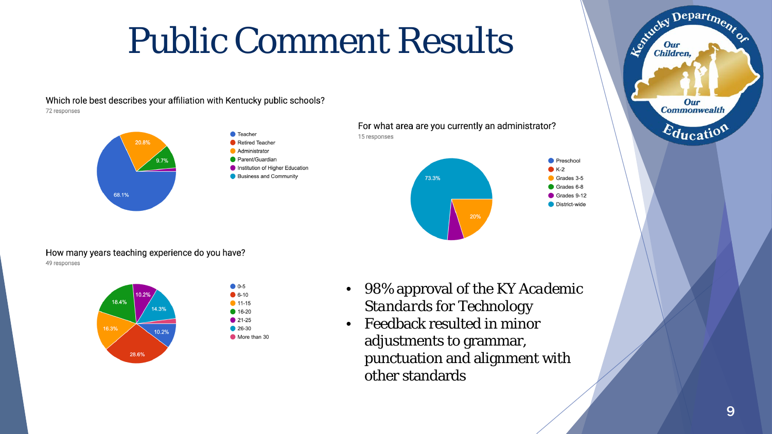# Public Comment Results

**Which role best describes your affiliation with Kentucky public schools?**
72 responses

- Teacher: 68.1%
- Retired Teacher
- Administrator: 20.8%
- Parent/Guardian: 9.7%
- Institution of Higher Education
- Business and Community

**For what area are you currently an administrator?**
15 responses

- Preschool
- K-2
- Grades 3-5: 20%
- Grades 6-8
- Grades 9-12
- District-wide: 73.3%

**How many years teaching experience do you have?**
49 responses

- 0-5: 10.2%
- 6-10: 28.6%
- 11-15: 16.3%
- 16-20: 18.4%
- 21-25: 10.2%
- 26-30: 14.3%
- More than 30

- 98% approval of the KY Academic Standards for Technology
- Feedback resulted in minor adjustments to grammar, punctuation and alignment with other standards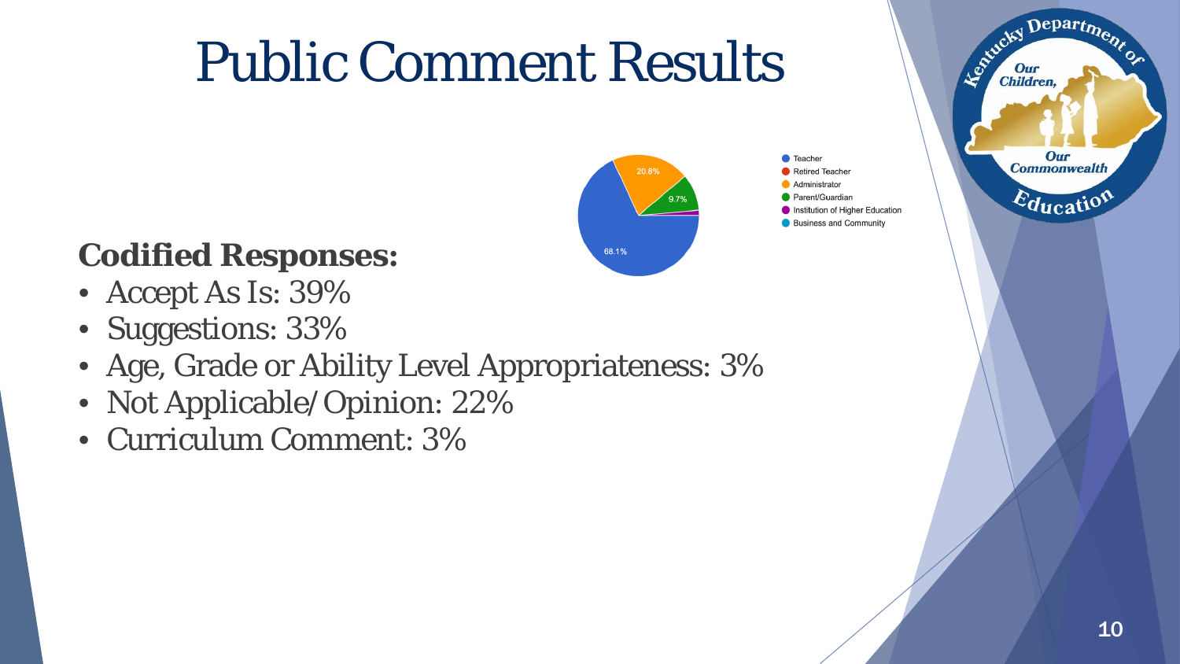# Public Comment Results

20.8%

9.7%

68.1%

Teacher

Retired Teacher

Administrator

Parent/Guardian

Institution of Higher Education

Business and Community

**Codified Responses:**

- Accept As Is: 39%
- Suggestions: 33%
- Age, Grade or Ability Level Appropriateness: 3%
- Not Applicable/Opinion: 22%
- Curriculum Comment: 3%